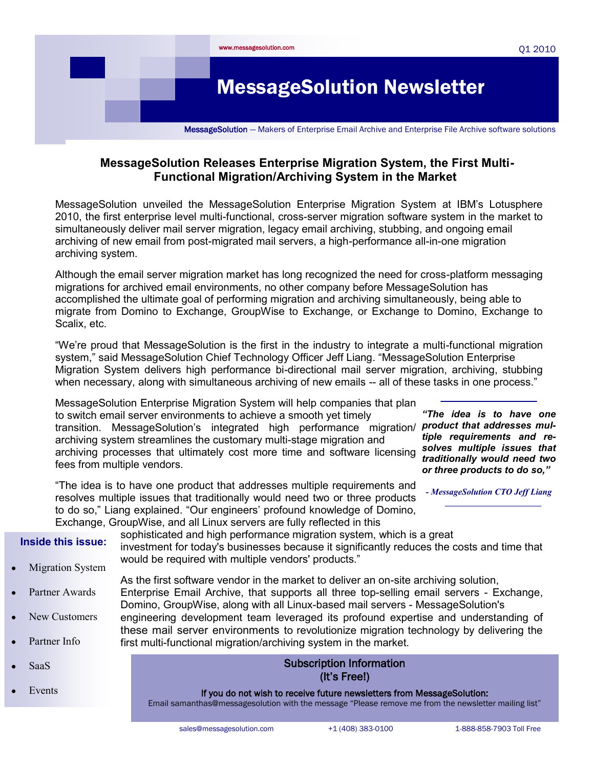www.messagesolution.com

Q1 2010

# MessageSolution Newsletter

MessageSolution — Makers of Enterprise Email Archive and Enterprise File Archive software solutions

## MessageSolution Releases Enterprise Migration System, the First Multi-Functional Migration/Archiving System in the Market

MessageSolution unveiled the MessageSolution Enterprise Migration System at IBM's Lotusphere 2010, the first enterprise level multi-functional, cross-server migration software system in the market to simultaneously deliver mail server migration, legacy email archiving, stubbing, and ongoing email archiving of new email from post-migrated mail servers, a high-performance all-in-one migration archiving system.

Although the email server migration market has long recognized the need for cross-platform messaging migrations for archived email environments, no other company before MessageSolution has accomplished the ultimate goal of performing migration and archiving simultaneously, being able to migrate from Domino to Exchange, GroupWise to Exchange, or Exchange to Domino, Exchange to Scalix, etc.

"We're proud that MessageSolution is the first in the industry to integrate a multi-functional migration system," said MessageSolution Chief Technology Officer Jeff Liang. "MessageSolution Enterprise Migration System delivers high performance bi-directional mail server migration, archiving, stubbing when necessary, along with simultaneous archiving of new emails -- all of these tasks in one process."

MessageSolution Enterprise Migration System will help companies that plan to switch email server environments to achieve a smooth yet timely transition. MessageSolution's integrated high performance migration/archiving system streamlines the customary multi-stage migration and archiving processes that ultimately cost more time and software licensing fees from multiple vendors.

> ***"The idea is to have one product that addresses multiple requirements and resolves multiple issues that traditionally would need two or three products to do so,"***
>
> *- MessageSolution CTO Jeff Liang*

"The idea is to have one product that addresses multiple requirements and resolves multiple issues that traditionally would need two or three products to do so," Liang explained. "Our engineers' profound knowledge of Domino, Exchange, GroupWise, and all Linux servers are fully reflected in this sophisticated and high performance migration system, which is a great investment for today's businesses because it significantly reduces the costs and time that would be required with multiple vendors' products."

As the first software vendor in the market to deliver an on-site archiving solution, Enterprise Email Archive, that supports all three top-selling email servers - Exchange, Domino, GroupWise, along with all Linux-based mail servers - MessageSolution's engineering development team leveraged its profound expertise and understanding of these mail server environments to revolutionize migration technology by delivering the first multi-functional migration/archiving system in the market.

**Inside this issue:**

- Migration System
- Partner Awards
- New Customers
- Partner Info
- SaaS
- Events

**Subscription Information (It's Free!)**

**If you do not wish to receive future newsletters from MessageSolution:**
Email samanthas@messagesolution with the message "Please remove me from the newsletter mailing list"

sales@messagesolution.com | +1 (408) 383-0100 | 1-888-858-7903 Toll Free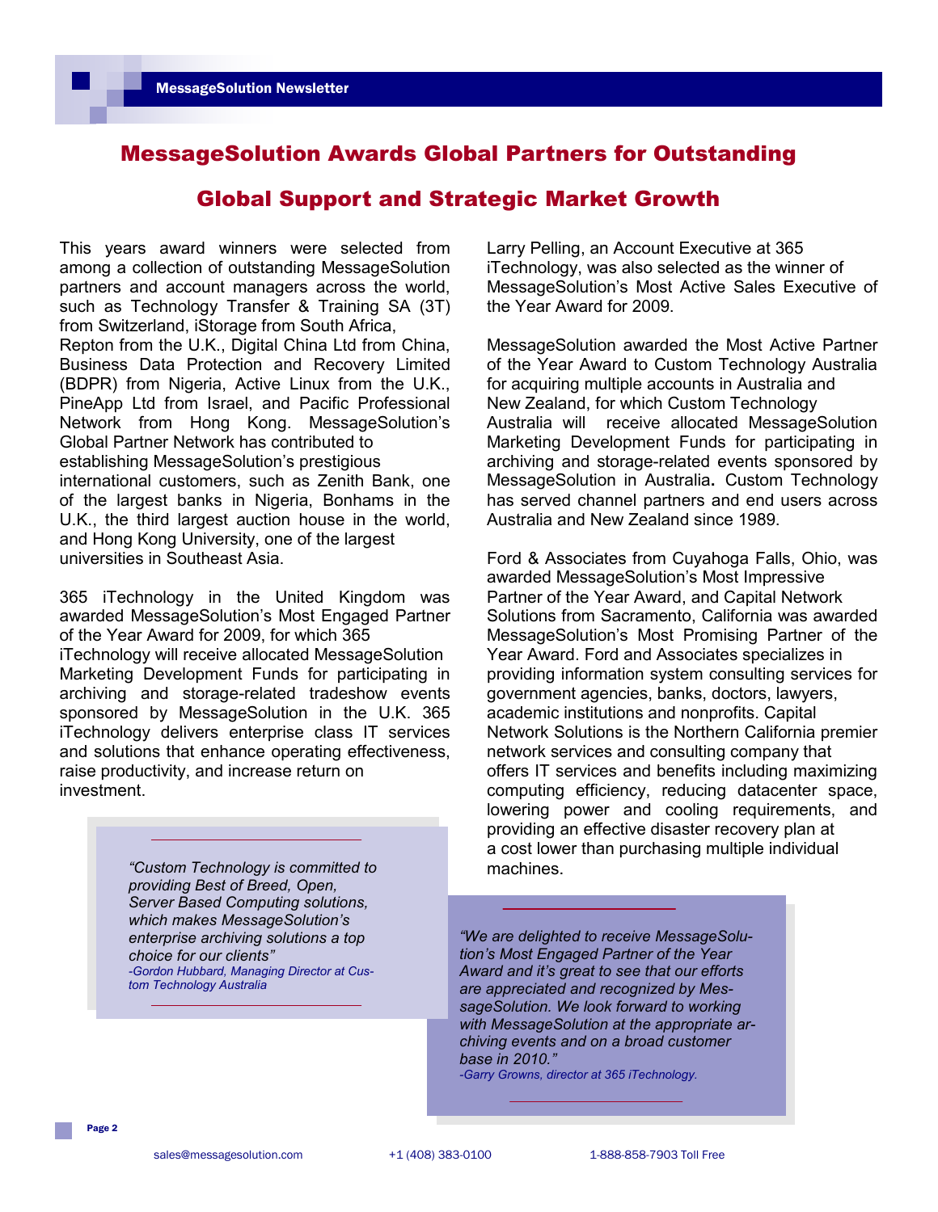# MessageSolution Awards Global Partners for Outstanding Global Support and Strategic Market Growth

This years award winners were selected from among a collection of outstanding MessageSolution partners and account managers across the world, such as Technology Transfer & Training SA (3T) from Switzerland, iStorage from South Africa, Repton from the U.K., Digital China Ltd from China, Business Data Protection and Recovery Limited (BDPR) from Nigeria, Active Linux from the U.K., PineApp Ltd from Israel, and Pacific Professional Network from Hong Kong. MessageSolution's Global Partner Network has contributed to establishing MessageSolution's prestigious international customers, such as Zenith Bank, one of the largest banks in Nigeria, Bonhams in the U.K., the third largest auction house in the world, and Hong Kong University, one of the largest universities in Southeast Asia.

365 iTechnology in the United Kingdom was awarded MessageSolution's Most Engaged Partner of the Year Award for 2009, for which 365 iTechnology will receive allocated MessageSolution Marketing Development Funds for participating in archiving and storage-related tradeshow events sponsored by MessageSolution in the U.K. 365 iTechnology delivers enterprise class IT services and solutions that enhance operating effectiveness, raise productivity, and increase return on investment.

> *"Custom Technology is committed to providing Best of Breed, Open, Server Based Computing solutions, which makes MessageSolution's enterprise archiving solutions a top choice for our clients"*
> *-Gordon Hubbard, Managing Director at Custom Technology Australia*

Larry Pelling, an Account Executive at 365 iTechnology, was also selected as the winner of MessageSolution's Most Active Sales Executive of the Year Award for 2009.

MessageSolution awarded the Most Active Partner of the Year Award to Custom Technology Australia for acquiring multiple accounts in Australia and New Zealand, for which Custom Technology Australia will receive allocated MessageSolution Marketing Development Funds for participating in archiving and storage-related events sponsored by MessageSolution in Australia**.** Custom Technology has served channel partners and end users across Australia and New Zealand since 1989.

Ford & Associates from Cuyahoga Falls, Ohio, was awarded MessageSolution's Most Impressive Partner of the Year Award, and Capital Network Solutions from Sacramento, California was awarded MessageSolution's Most Promising Partner of the Year Award. Ford and Associates specializes in providing information system consulting services for government agencies, banks, doctors, lawyers, academic institutions and nonprofits. Capital Network Solutions is the Northern California premier network services and consulting company that offers IT services and benefits including maximizing computing efficiency, reducing datacenter space, lowering power and cooling requirements, and providing an effective disaster recovery plan at a cost lower than purchasing multiple individual machines.

> *"We are delighted to receive MessageSolution's Most Engaged Partner of the Year Award and it's great to see that our efforts are appreciated and recognized by MessageSolution. We look forward to working with MessageSolution at the appropriate archiving events and on a broad customer base in 2010."*
> *-Garry Growns, director at 365 iTechnology.*

sales@messagesolution.com    +1 (408) 383-0100    1-888-858-7903 Toll Free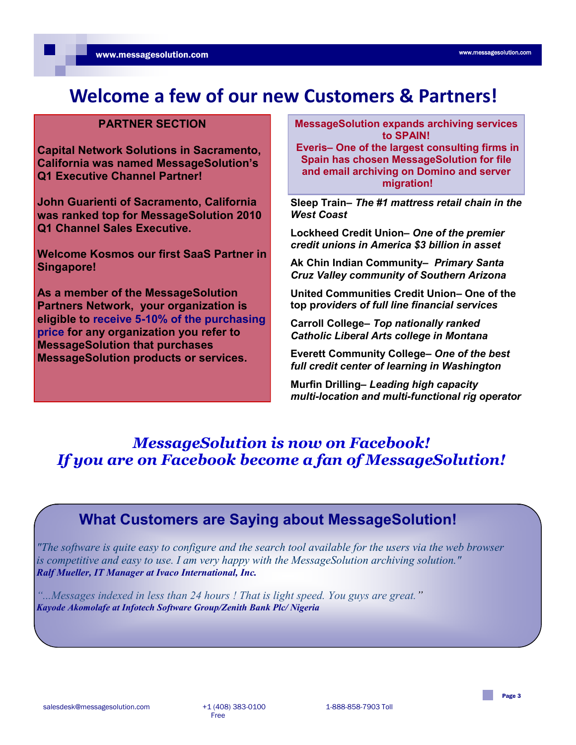# Welcome a few of our new Customers & Partners!

**PARTNER SECTION**

**Capital Network Solutions in Sacramento, California was named MessageSolution's Q1 Executive Channel Partner!**

**John Guarienti of Sacramento, California was ranked top for MessageSolution 2010 Q1 Channel Sales Executive.**

**Welcome Kosmos our first SaaS Partner in Singapore!**

**As a member of the MessageSolution Partners Network, your organization is eligible to receive 5-10% of the purchasing price for any organization you refer to MessageSolution that purchases MessageSolution products or services.**

**MessageSolution expands archiving services to SPAIN!**
**Everis– One of the largest consulting firms in Spain has chosen MessageSolution for file and email archiving on Domino and server migration!**

**Sleep Train–** ***The #1 mattress retail chain in the West Coast***

**Lockheed Credit Union–** ***One of the premier credit unions in America $3 billion in asset***

**Ak Chin Indian Community–** ***Primary Santa Cruz Valley community of Southern Arizona***

**United Communities Credit Union– One of the top p*roviders of full line financial services***

**Carroll College–** ***Top nationally ranked Catholic Liberal Arts college in Montana***

**Everett Community College–** ***One of the best full credit center of learning in Washington***

**Murfin Drilling–** ***Leading high capacity multi-location and multi-functional rig operator***

## *MessageSolution is now on Facebook!*
## *If you are on Facebook become a fan of MessageSolution!*

## What Customers are Saying about MessageSolution!

*"The software is quite easy to configure and the search tool available for the users via the web browser is competitive and easy to use. I am very happy with the MessageSolution archiving solution."*
***Ralf Mueller, IT Manager at Ivaco International, Inc.***

*"...Messages indexed in less than 24 hours ! That is light speed. You guys are great."*
***Kayode Akomolafe at Infotech Software Group/Zenith Bank Plc/ Nigeria***

salesdesk@messagesolution.com +1 (408) 383-0100 1-888-858-7903 Toll Free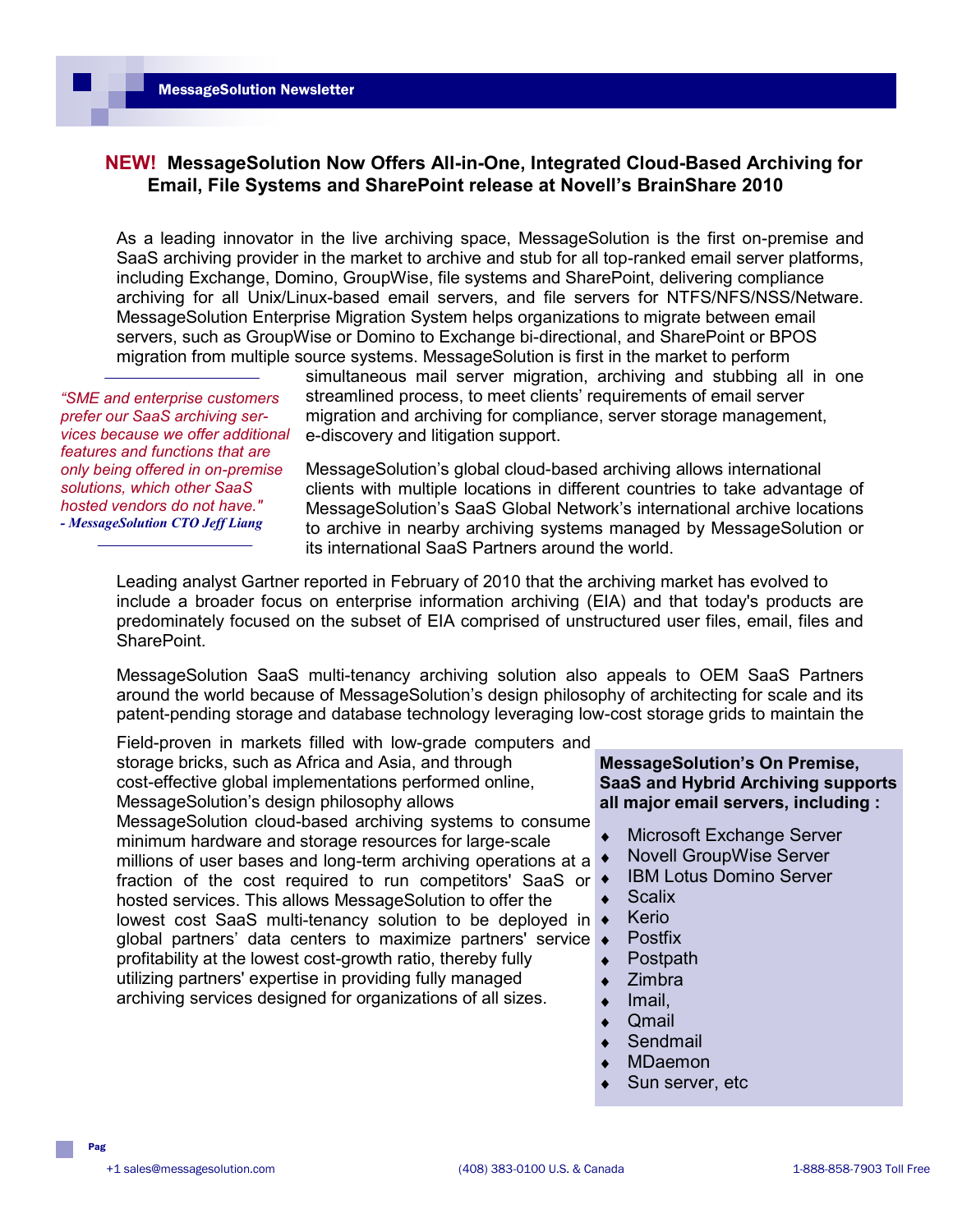## **NEW!** MessageSolution Now Offers All-in-One, Integrated Cloud-Based Archiving for Email, File Systems and SharePoint release at Novell's BrainShare 2010

As a leading innovator in the live archiving space, MessageSolution is the first on-premise and SaaS archiving provider in the market to archive and stub for all top-ranked email server platforms, including Exchange, Domino, GroupWise, file systems and SharePoint, delivering compliance archiving for all Unix/Linux-based email servers, and file servers for NTFS/NFS/NSS/Netware. MessageSolution Enterprise Migration System helps organizations to migrate between email servers, such as GroupWise or Domino to Exchange bi-directional, and SharePoint or BPOS migration from multiple source systems. MessageSolution is first in the market to perform simultaneous mail server migration, archiving and stubbing all in one streamlined process, to meet clients' requirements of email server migration and archiving for compliance, server storage management, e-discovery and litigation support.

> *"SME and enterprise customers prefer our SaaS archiving services because we offer additional features and functions that are only being offered in on-premise solutions, which other SaaS hosted vendors do not have."*
> ***- MessageSolution CTO Jeff Liang***

MessageSolution's global cloud-based archiving allows international clients with multiple locations in different countries to take advantage of MessageSolution's SaaS Global Network's international archive locations to archive in nearby archiving systems managed by MessageSolution or its international SaaS Partners around the world.

Leading analyst Gartner reported in February of 2010 that the archiving market has evolved to include a broader focus on enterprise information archiving (EIA) and that today's products are predominately focused on the subset of EIA comprised of unstructured user files, email, files and SharePoint.

MessageSolution SaaS multi-tenancy archiving solution also appeals to OEM SaaS Partners around the world because of MessageSolution's design philosophy of architecting for scale and its patent-pending storage and database technology leveraging low-cost storage grids to maintain the

Field-proven in markets filled with low-grade computers and storage bricks, such as Africa and Asia, and through cost-effective global implementations performed online, MessageSolution's design philosophy allows MessageSolution cloud-based archiving systems to consume minimum hardware and storage resources for large-scale millions of user bases and long-term archiving operations at a fraction of the cost required to run competitors' SaaS or hosted services. This allows MessageSolution to offer the lowest cost SaaS multi-tenancy solution to be deployed in global partners' data centers to maximize partners' service profitability at the lowest cost-growth ratio, thereby fully utilizing partners' expertise in providing fully managed archiving services designed for organizations of all sizes.

**MessageSolution's On Premise, SaaS and Hybrid Archiving supports all major email servers, including :**

- Microsoft Exchange Server
- Novell GroupWise Server
- IBM Lotus Domino Server
- Scalix
- Kerio
- Postfix
- Postpath
- Zimbra
- Imail,
- Qmail
- Sendmail
- MDaemon
- Sun server, etc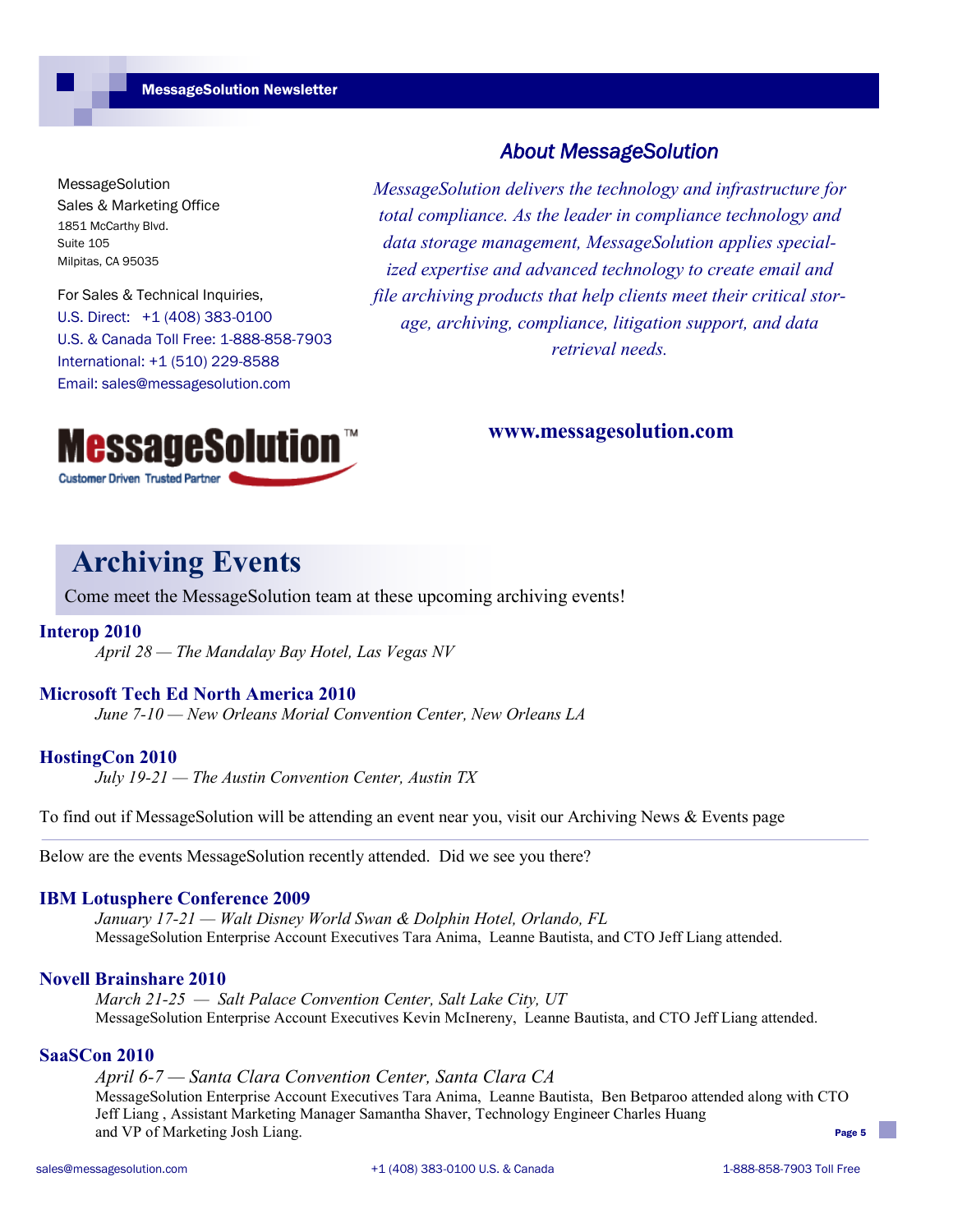MessageSolution
Sales & Marketing Office
1851 McCarthy Blvd.
Suite 105
Milpitas, CA 95035

For Sales & Technical Inquiries,
U.S. Direct: +1 (408) 383-0100
U.S. & Canada Toll Free: 1-888-858-7903
International: +1 (510) 229-8588
Email: sales@messagesolution.com

MessageSolution™
Customer Driven Trusted Partner

## *About MessageSolution*

*MessageSolution delivers the technology and infrastructure for total compliance. As the leader in compliance technology and data storage management, MessageSolution applies specialized expertise and advanced technology to create email and file archiving products that help clients meet their critical storage, archiving, compliance, litigation support, and data retrieval needs.*

**www.messagesolution.com**

# Archiving Events

Come meet the MessageSolution team at these upcoming archiving events!

### Interop 2010

*April 28 — The Mandalay Bay Hotel, Las Vegas NV*

### Microsoft Tech Ed North America 2010

*June 7-10 — New Orleans Morial Convention Center, New Orleans LA*

### HostingCon 2010

*July 19-21 — The Austin Convention Center, Austin TX*

To find out if MessageSolution will be attending an event near you, visit our Archiving News & Events page

---

Below are the events MessageSolution recently attended. Did we see you there?

### IBM Lotusphere Conference 2009

*January 17-21 — Walt Disney World Swan & Dolphin Hotel, Orlando, FL*
MessageSolution Enterprise Account Executives Tara Anima, Leanne Bautista, and CTO Jeff Liang attended.

### Novell Brainshare 2010

*March 21-25 — Salt Palace Convention Center, Salt Lake City, UT*
MessageSolution Enterprise Account Executives Kevin McInereny, Leanne Bautista, and CTO Jeff Liang attended.

### SaaSCon 2010

*April 6-7 — Santa Clara Convention Center, Santa Clara CA*
MessageSolution Enterprise Account Executives Tara Anima, Leanne Bautista, Ben Betparoo attended along with CTO Jeff Liang , Assistant Marketing Manager Samantha Shaver, Technology Engineer Charles Huang and VP of Marketing Josh Liang.